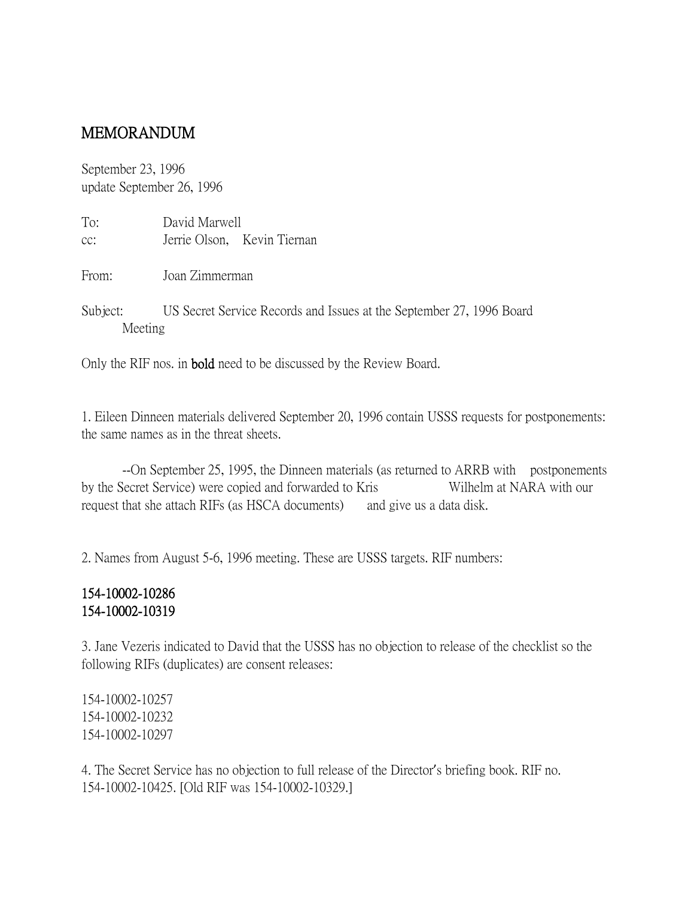# MEMORANDUM

September 23, 1996
update September 26, 1996

To: David Marwell
cc: Jerrie Olson, Kevin Tiernan

From: Joan Zimmerman

Subject: US Secret Service Records and Issues at the September 27, 1996 Board Meeting

Only the RIF nos. in **bold** need to be discussed by the Review Board.

1. Eileen Dinneen materials delivered September 20, 1996 contain USSS requests for postponements: the same names as in the threat sheets.

--On September 25, 1995, the Dinneen materials (as returned to ARRB with postponements by the Secret Service) were copied and forwarded to Kris Wilhelm at NARA with our request that she attach RIFs (as HSCA documents) and give us a data disk.

2. Names from August 5-6, 1996 meeting. These are USSS targets. RIF numbers:

**154-10002-10286**
**154-10002-10319**

3. Jane Vezeris indicated to David that the USSS has no objection to release of the checklist so the following RIFs (duplicates) are consent releases:

154-10002-10257
154-10002-10232
154-10002-10297

4. The Secret Service has no objection to full release of the Director's briefing book. RIF no. 154-10002-10425. [Old RIF was 154-10002-10329.]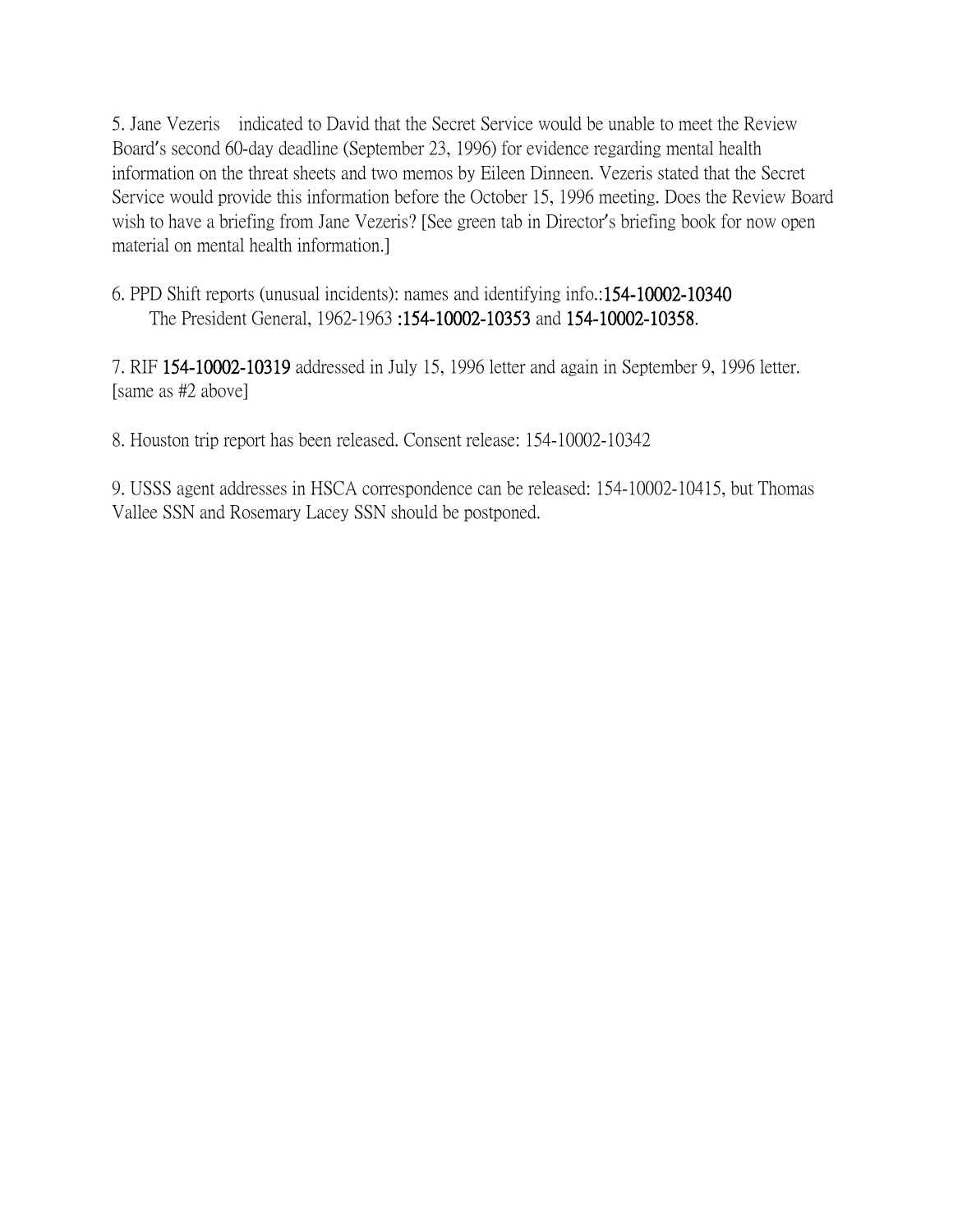5. Jane Vezeris indicated to David that the Secret Service would be unable to meet the Review Board's second 60-day deadline (September 23, 1996) for evidence regarding mental health information on the threat sheets and two memos by Eileen Dinneen. Vezeris stated that the Secret Service would provide this information before the October 15, 1996 meeting. Does the Review Board wish to have a briefing from Jane Vezeris? [See green tab in Director's briefing book for now open material on mental health information.]

6. PPD Shift reports (unusual incidents): names and identifying info.:154-10002-10340
The President General, 1962-1963 :154-10002-10353 and 154-10002-10358.

7. RIF 154-10002-10319 addressed in July 15, 1996 letter and again in September 9, 1996 letter. [same as #2 above]

8. Houston trip report has been released. Consent release: 154-10002-10342

9. USSS agent addresses in HSCA correspondence can be released: 154-10002-10415, but Thomas Vallee SSN and Rosemary Lacey SSN should be postponed.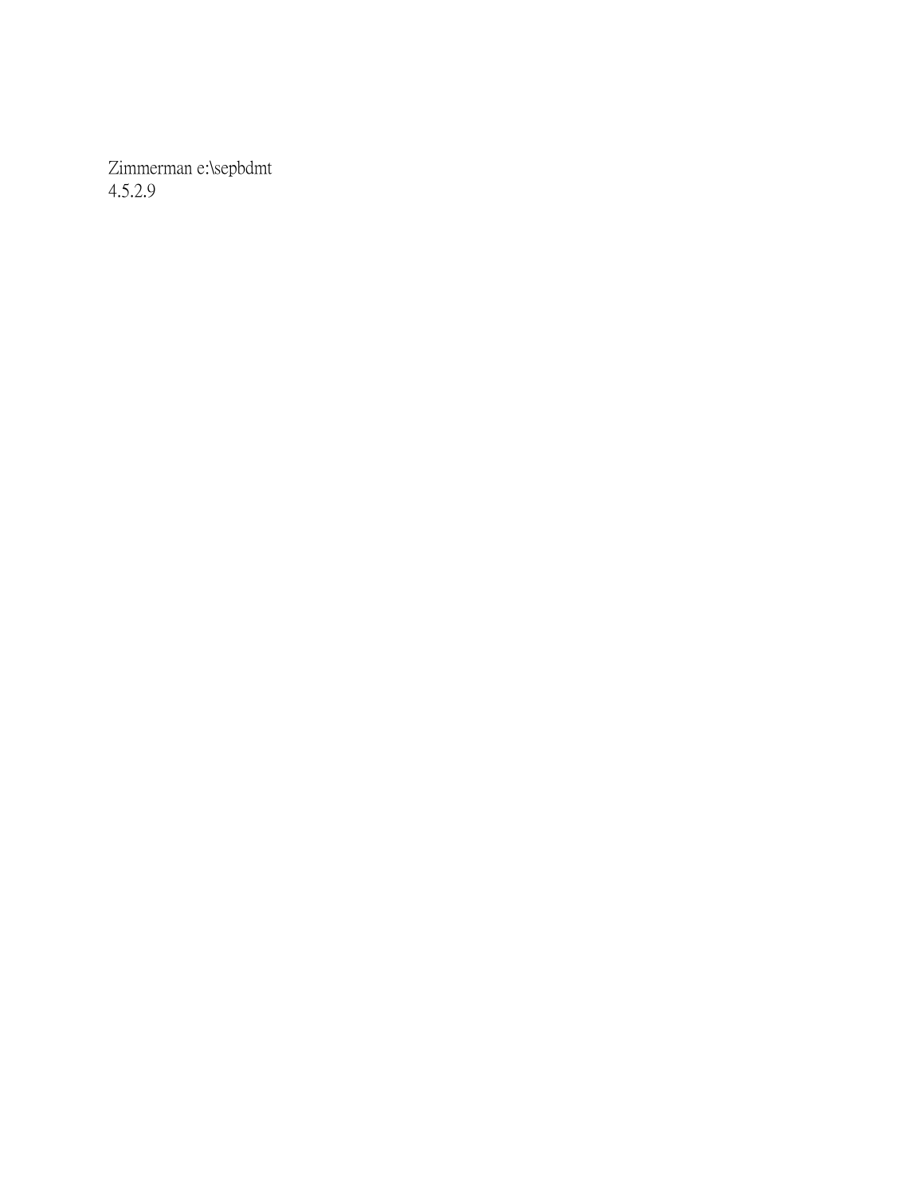Zimmerman e:\sepbdmt
4.5.2.9